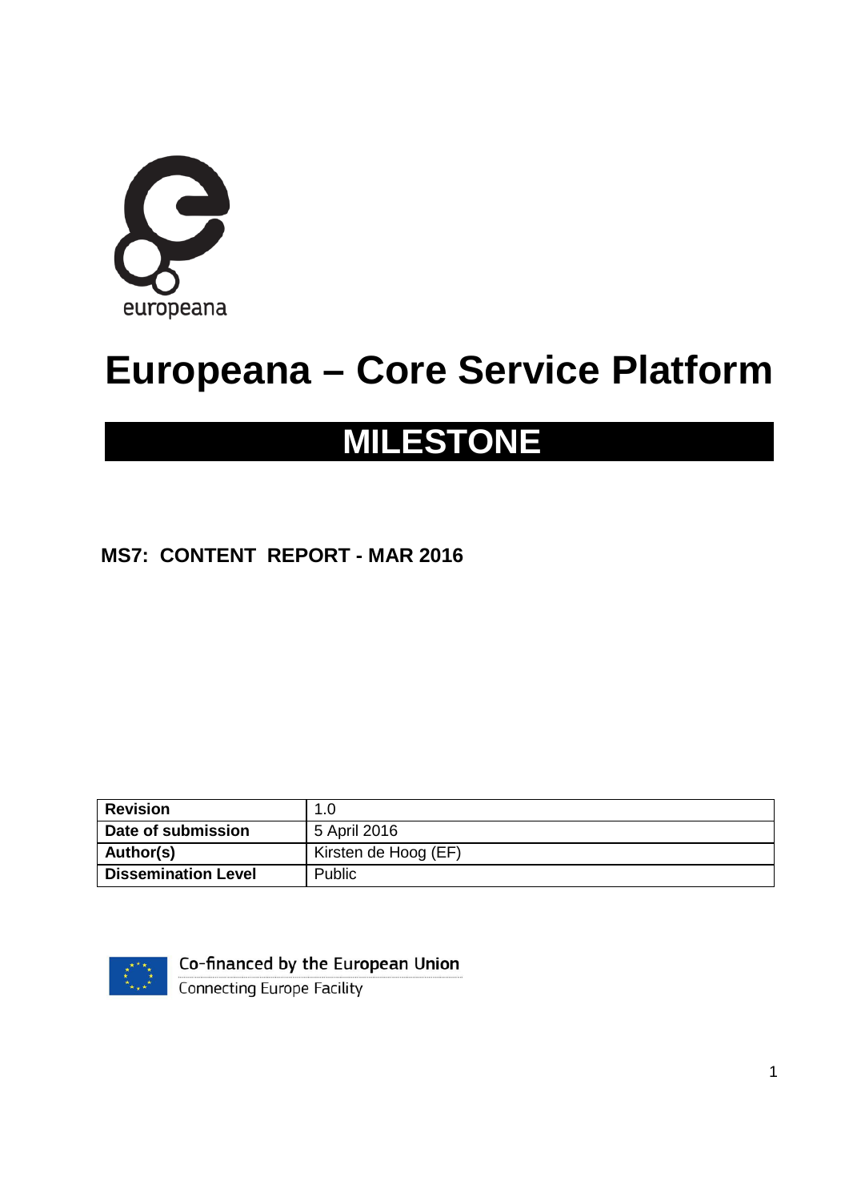europeana

# Europeana – Core Service Platform

## MILESTONE

### MS7: CONTENT REPORT - MAR 2016

| **Revision** | 1.0 |
|---|---|
| **Date of submission** | 5 April 2016 |
| **Author(s)** | Kirsten de Hoog (EF) |
| **Dissemination Level** | Public |

Co-financed by the European Union
Connecting Europe Facility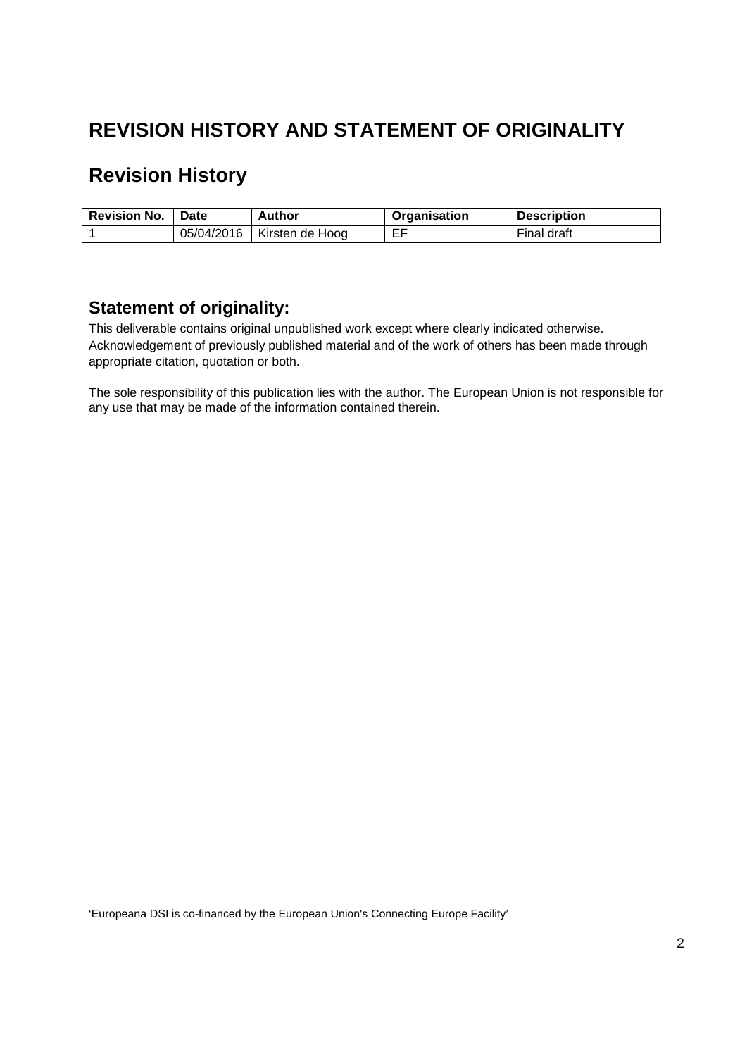# REVISION HISTORY AND STATEMENT OF ORIGINALITY

## Revision History

| Revision No. | Date | Author | Organisation | Description |
|---|---|---|---|---|
| 1 | 05/04/2016 | Kirsten de Hoog | EF | Final draft |

## Statement of originality:

This deliverable contains original unpublished work except where clearly indicated otherwise. Acknowledgement of previously published material and of the work of others has been made through appropriate citation, quotation or both.

The sole responsibility of this publication lies with the author. The European Union is not responsible for any use that may be made of the information contained therein.

'Europeana DSI is co-financed by the European Union's Connecting Europe Facility'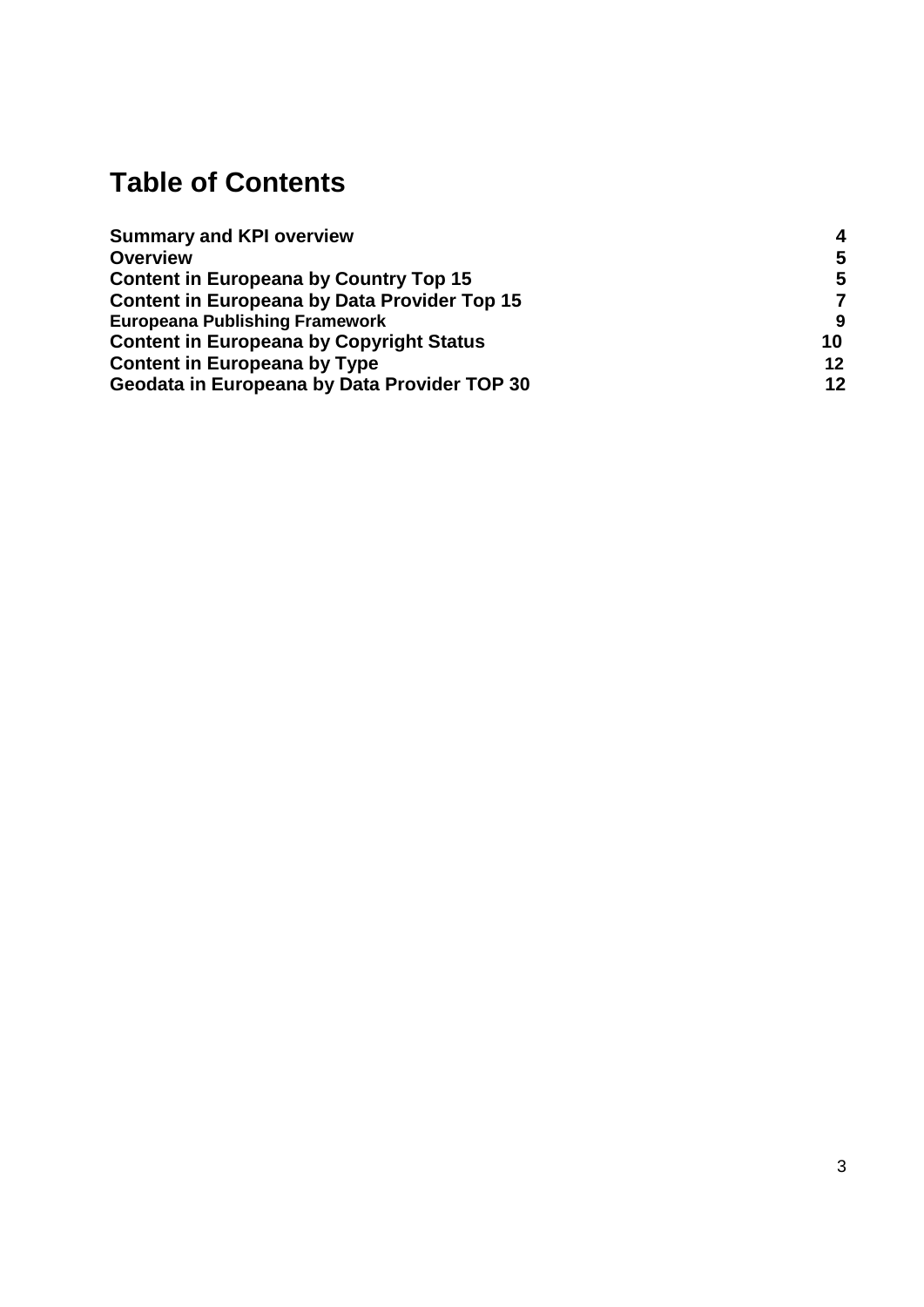# Table of Contents

| | |
|---|---|
| **Summary and KPI overview** | **4** |
| **Overview** | **5** |
| **Content in Europeana by Country Top 15** | **5** |
| **Content in Europeana by Data Provider Top 15** | **7** |
| **Europeana Publishing Framework** | **9** |
| **Content in Europeana by Copyright Status** | **10** |
| **Content in Europeana by Type** | **12** |
| **Geodata in Europeana by Data Provider TOP 30** | **12** |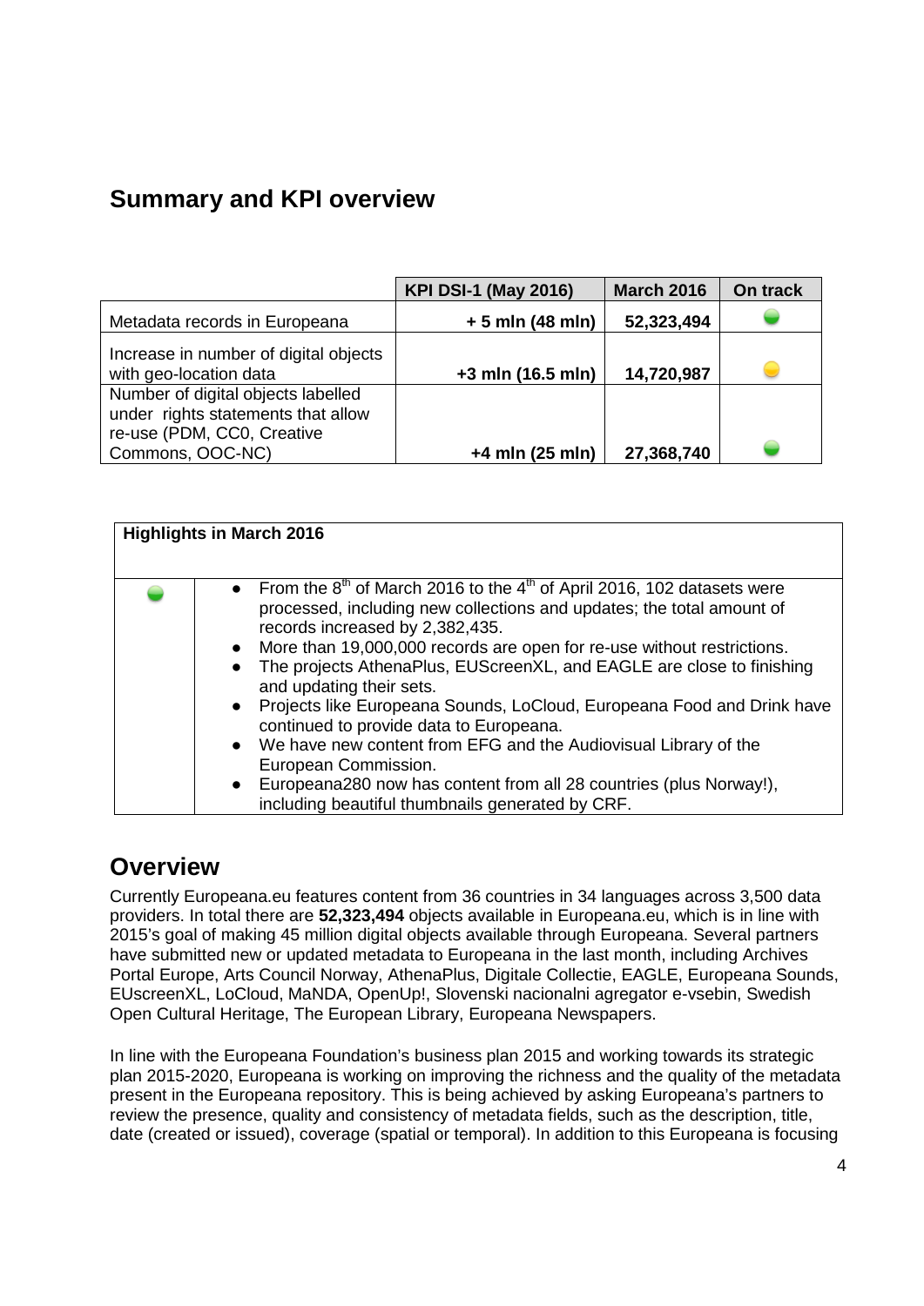## Summary and KPI overview

| | KPI DSI-1 (May 2016) | March 2016 | On track |
|---|---|---|---|
| Metadata records in Europeana | + 5 mln (48 mln) | 52,323,494 | 🟢 |
| Increase in number of digital objects with geo-location data | +3 mln (16.5 mln) | 14,720,987 | 🟡 |
| Number of digital objects labelled under rights statements that allow re-use (PDM, CC0, Creative Commons, OOC-NC) | +4 mln (25 mln) | 27,368,740 | 🟢 |

| Highlights in March 2016 | |
|---|---|
| 🟢 | • From the 8th of March 2016 to the 4th of April 2016, 102 datasets were processed, including new collections and updates; the total amount of records increased by 2,382,435.<br>• More than 19,000,000 records are open for re-use without restrictions.<br>• The projects AthenaPlus, EUScreenXL, and EAGLE are close to finishing and updating their sets.<br>• Projects like Europeana Sounds, LoCloud, Europeana Food and Drink have continued to provide data to Europeana.<br>• We have new content from EFG and the Audiovisual Library of the European Commission.<br>• Europeana280 now has content from all 28 countries (plus Norway!), including beautiful thumbnails generated by CRF. |

## Overview

Currently Europeana.eu features content from 36 countries in 34 languages across 3,500 data providers. In total there are **52,323,494** objects available in Europeana.eu, which is in line with 2015's goal of making 45 million digital objects available through Europeana. Several partners have submitted new or updated metadata to Europeana in the last month, including Archives Portal Europe, Arts Council Norway, AthenaPlus, Digitale Collectie, EAGLE, Europeana Sounds, EUscreenXL, LoCloud, MaNDA, OpenUp!, Slovenski nacionalni agregator e-vsebin, Swedish Open Cultural Heritage, The European Library, Europeana Newspapers.

In line with the Europeana Foundation's business plan 2015 and working towards its strategic plan 2015-2020, Europeana is working on improving the richness and the quality of the metadata present in the Europeana repository. This is being achieved by asking Europeana's partners to review the presence, quality and consistency of metadata fields, such as the description, title, date (created or issued), coverage (spatial or temporal). In addition to this Europeana is focusing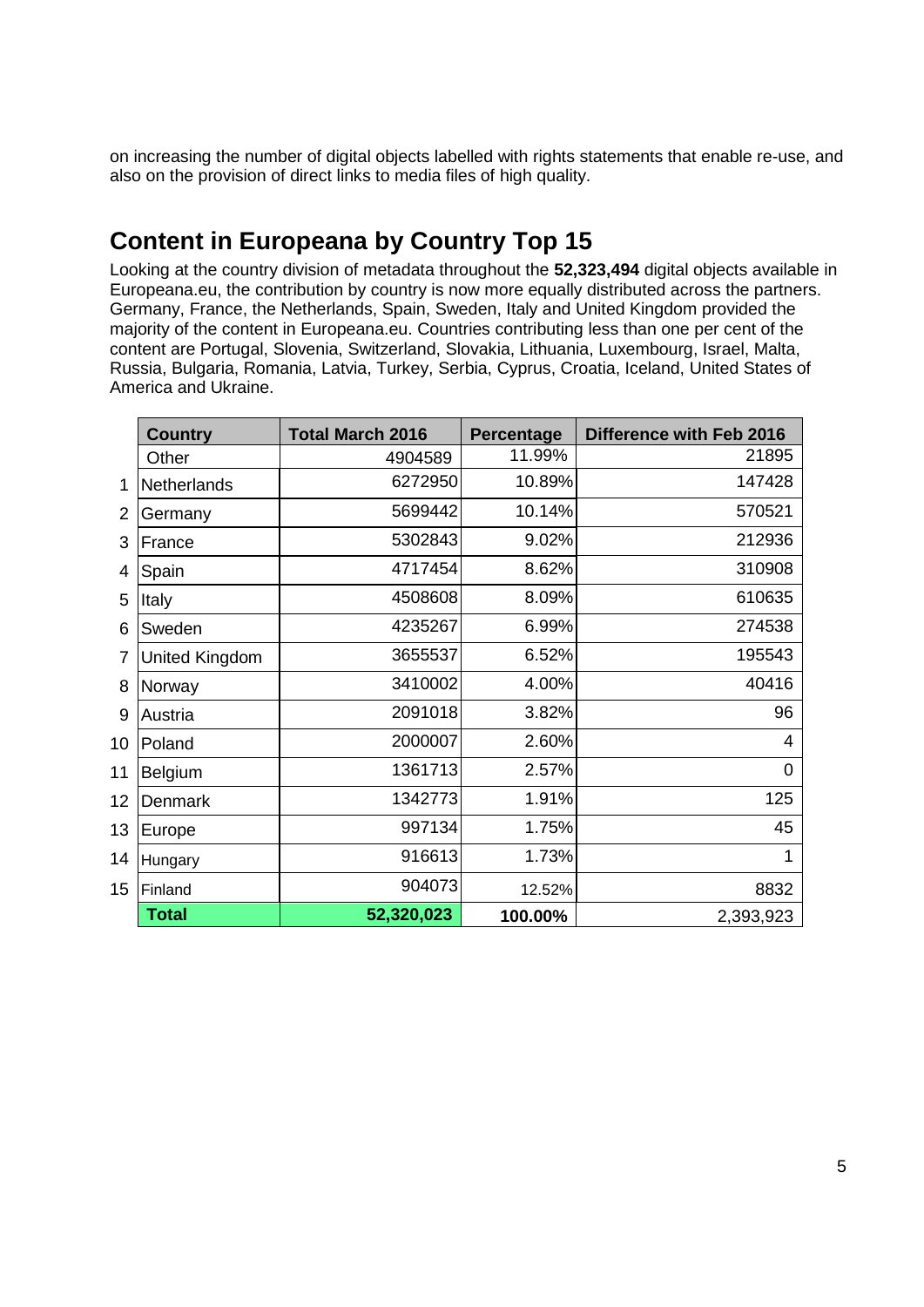on increasing the number of digital objects labelled with rights statements that enable re-use, and also on the provision of direct links to media files of high quality.

## Content in Europeana by Country Top 15

Looking at the country division of metadata throughout the **52,323,494** digital objects available in Europeana.eu, the contribution by country is now more equally distributed across the partners. Germany, France, the Netherlands, Spain, Sweden, Italy and United Kingdom provided the majority of the content in Europeana.eu. Countries contributing less than one per cent of the content are Portugal, Slovenia, Switzerland, Slovakia, Lithuania, Luxembourg, Israel, Malta, Russia, Bulgaria, Romania, Latvia, Turkey, Serbia, Cyprus, Croatia, Iceland, United States of America and Ukraine.

| | Country | Total March 2016 | Percentage | Difference with Feb 2016 |
|---|---|---|---|---|
| | Other | 4904589 | 11.99% | 21895 |
| 1 | Netherlands | 6272950 | 10.89% | 147428 |
| 2 | Germany | 5699442 | 10.14% | 570521 |
| 3 | France | 5302843 | 9.02% | 212936 |
| 4 | Spain | 4717454 | 8.62% | 310908 |
| 5 | Italy | 4508608 | 8.09% | 610635 |
| 6 | Sweden | 4235267 | 6.99% | 274538 |
| 7 | United Kingdom | 3655537 | 6.52% | 195543 |
| 8 | Norway | 3410002 | 4.00% | 40416 |
| 9 | Austria | 2091018 | 3.82% | 96 |
| 10 | Poland | 2000007 | 2.60% | 4 |
| 11 | Belgium | 1361713 | 2.57% | 0 |
| 12 | Denmark | 1342773 | 1.91% | 125 |
| 13 | Europe | 997134 | 1.75% | 45 |
| 14 | Hungary | 916613 | 1.73% | 1 |
| 15 | Finland | 904073 | 12.52% | 8832 |
| | **Total** | **52,320,023** | **100.00%** | 2,393,923 |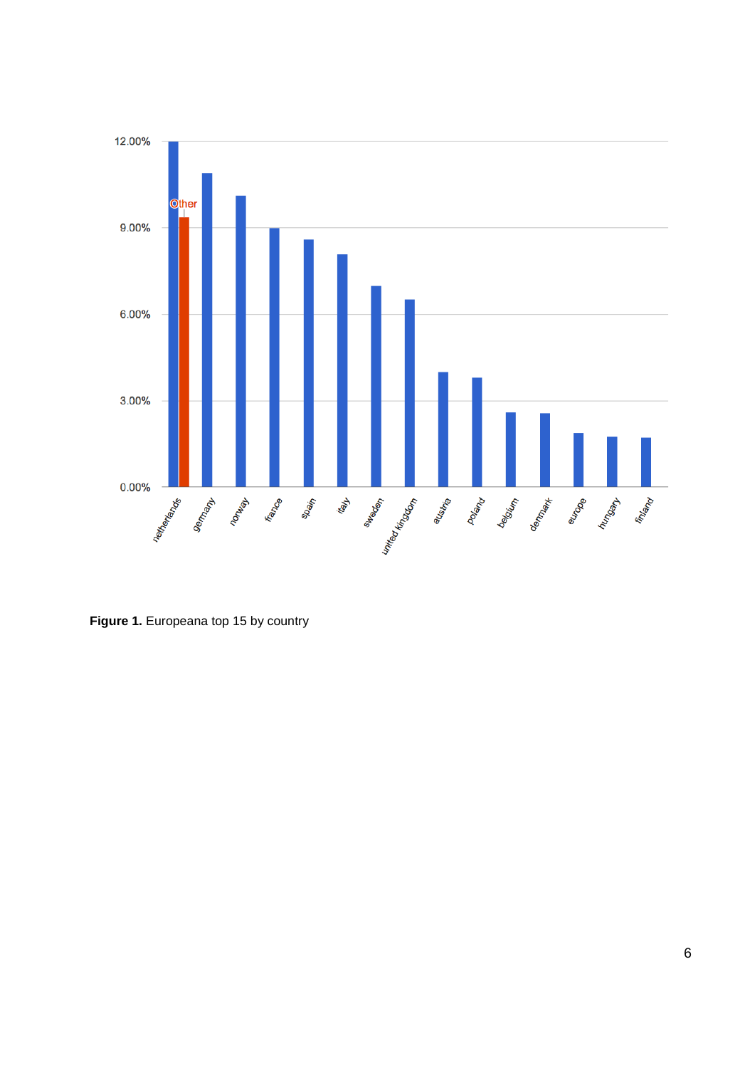**Figure 1.** Europeana top 15 by country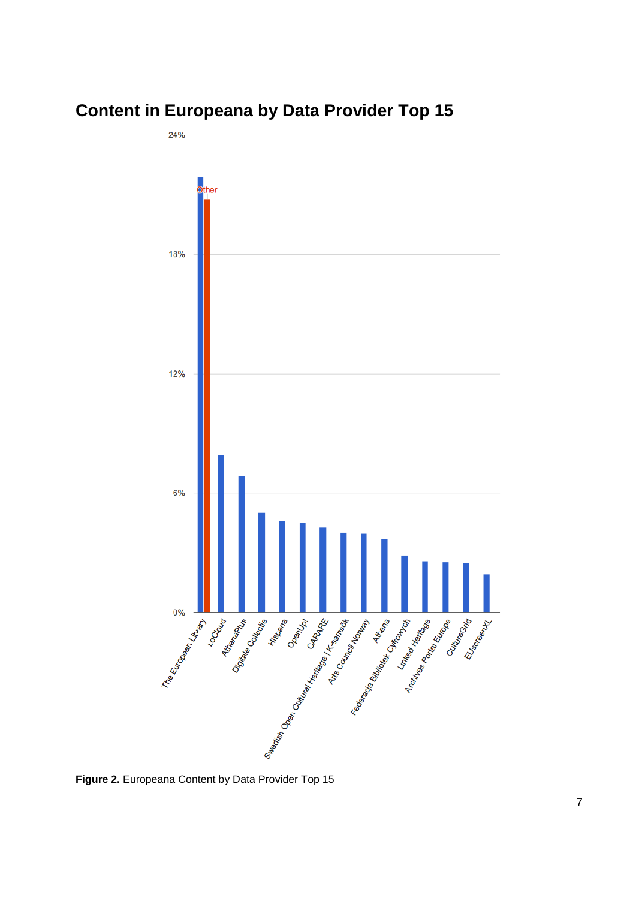## Content in Europeana by Data Provider Top 15

**Figure 2.** Europeana Content by Data Provider Top 15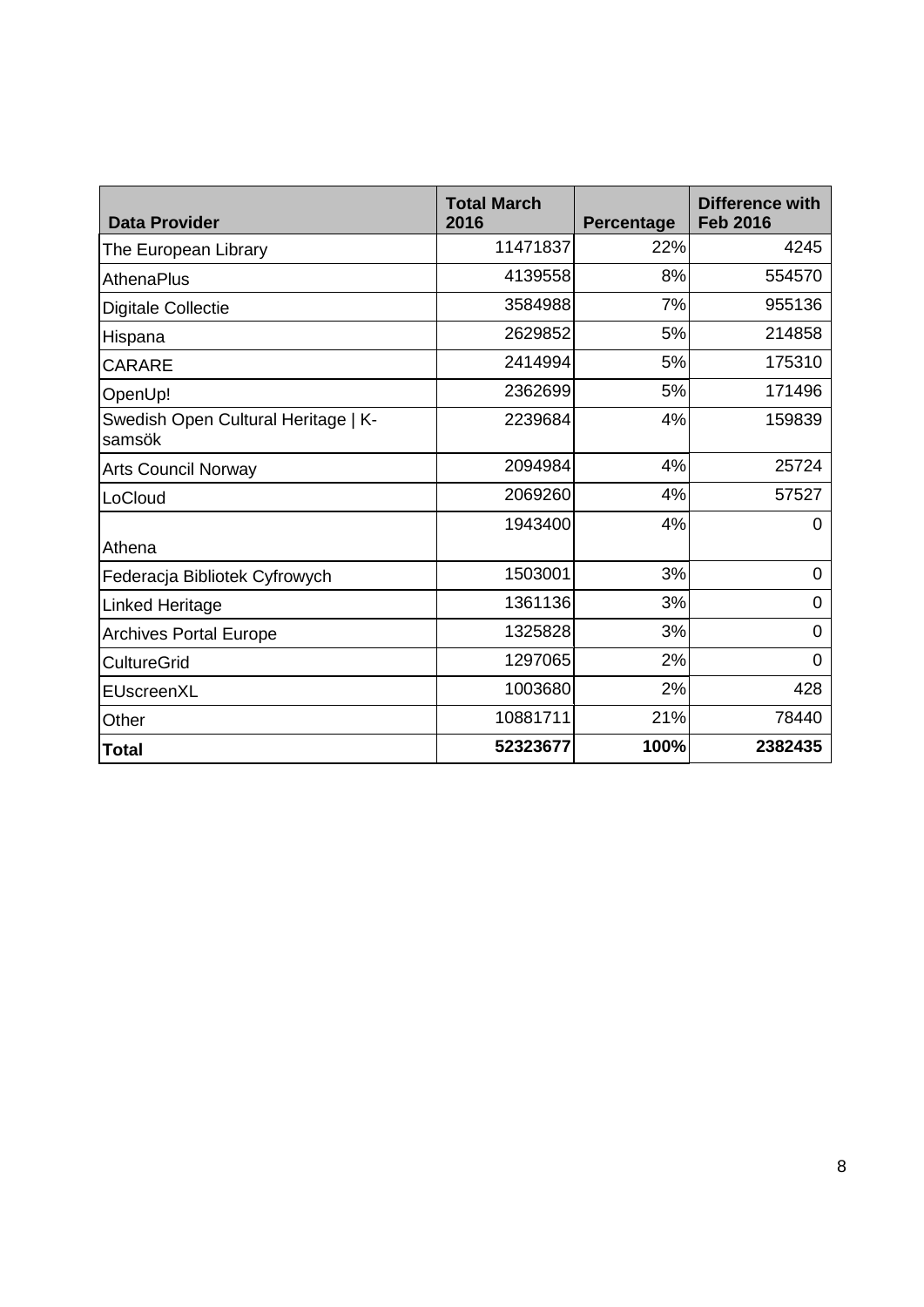| Data Provider | Total March 2016 | Percentage | Difference with Feb 2016 |
|---|---|---|---|
| The European Library | 11471837 | 22% | 4245 |
| AthenaPlus | 4139558 | 8% | 554570 |
| Digitale Collectie | 3584988 | 7% | 955136 |
| Hispana | 2629852 | 5% | 214858 |
| CARARE | 2414994 | 5% | 175310 |
| OpenUp! | 2362699 | 5% | 171496 |
| Swedish Open Cultural Heritage \| K-samsök | 2239684 | 4% | 159839 |
| Arts Council Norway | 2094984 | 4% | 25724 |
| LoCloud | 2069260 | 4% | 57527 |
| Athena | 1943400 | 4% | 0 |
| Federacja Bibliotek Cyfrowych | 1503001 | 3% | 0 |
| Linked Heritage | 1361136 | 3% | 0 |
| Archives Portal Europe | 1325828 | 3% | 0 |
| CultureGrid | 1297065 | 2% | 0 |
| EUscreenXL | 1003680 | 2% | 428 |
| Other | 10881711 | 21% | 78440 |
| **Total** | **52323677** | **100%** | **2382435** |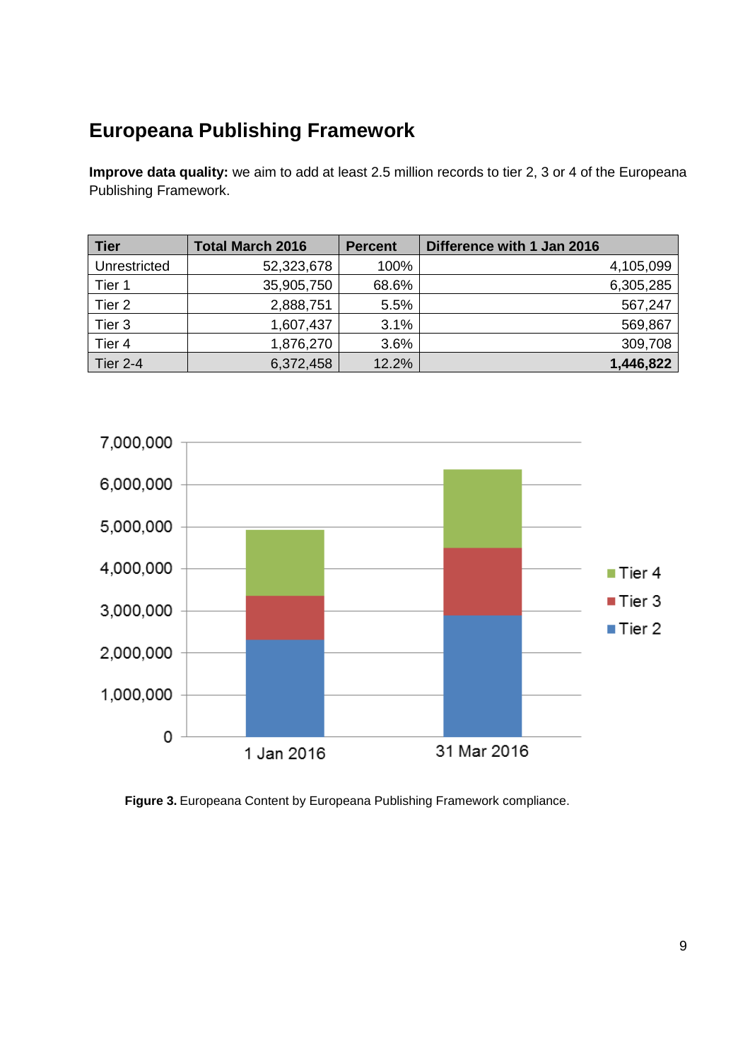## Europeana Publishing Framework

**Improve data quality:** we aim to add at least 2.5 million records to tier 2, 3 or 4 of the Europeana Publishing Framework.

| Tier | Total March 2016 | Percent | Difference with 1 Jan 2016 |
|---|---|---|---|
| Unrestricted | 52,323,678 | 100% | 4,105,099 |
| Tier 1 | 35,905,750 | 68.6% | 6,305,285 |
| Tier 2 | 2,888,751 | 5.5% | 567,247 |
| Tier 3 | 1,607,437 | 3.1% | 569,867 |
| Tier 4 | 1,876,270 | 3.6% | 309,708 |
| Tier 2-4 | 6,372,458 | 12.2% | **1,446,822** |

**Figure 3.** Europeana Content by Europeana Publishing Framework compliance.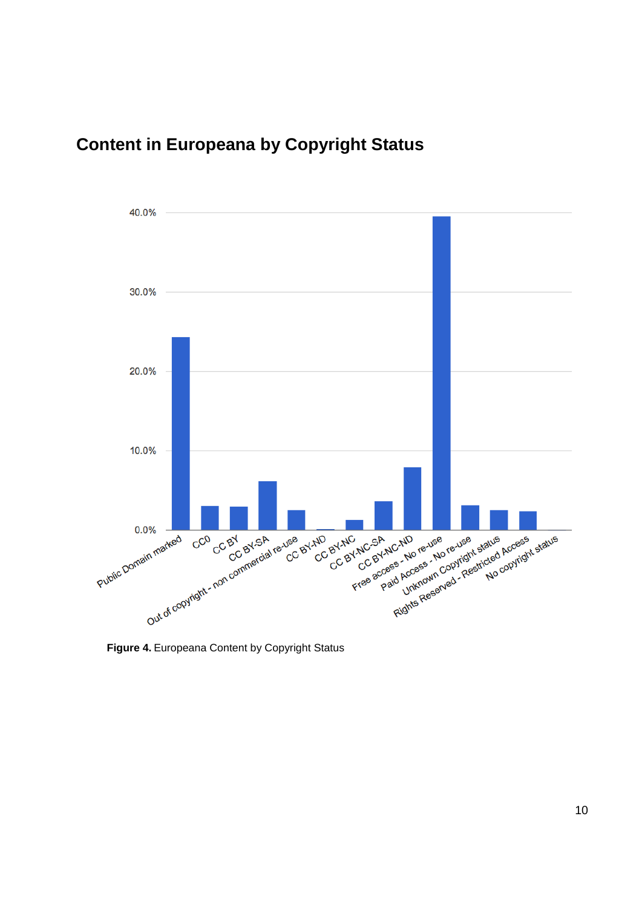## Content in Europeana by Copyright Status

**Figure 4.** Europeana Content by Copyright Status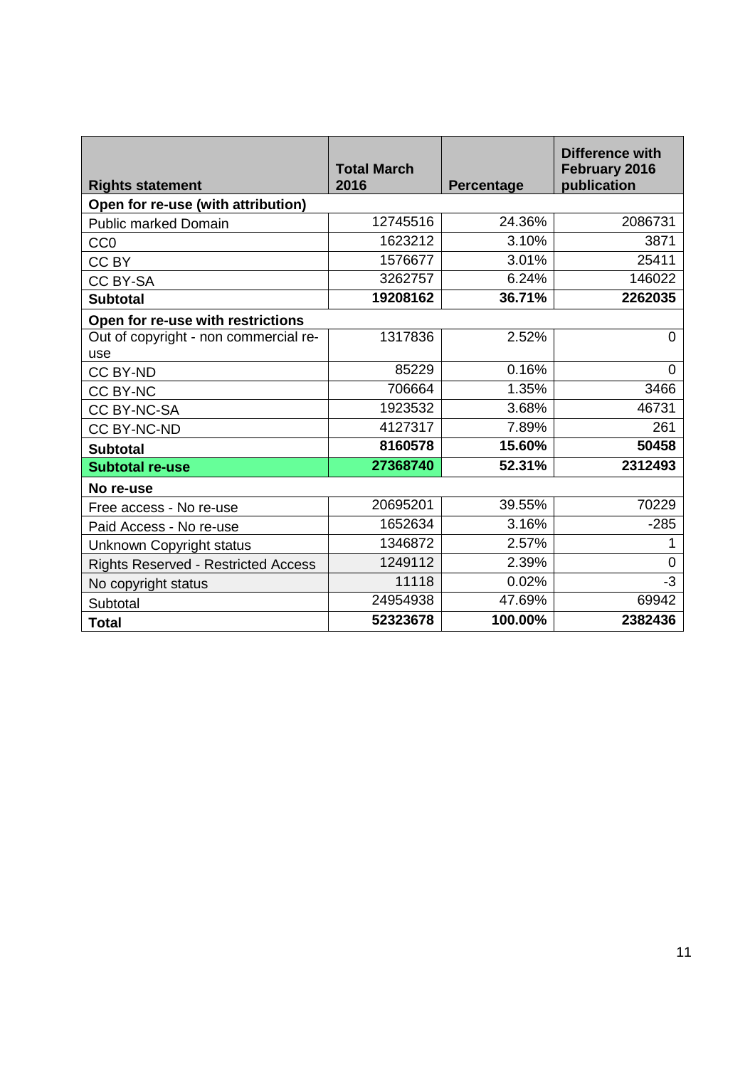| Rights statement | Total March 2016 | Percentage | Difference with February 2016 publication |
|---|---|---|---|
| **Open for re-use (with attribution)** | | | |
| Public marked Domain | 12745516 | 24.36% | 2086731 |
| CC0 | 1623212 | 3.10% | 3871 |
| CC BY | 1576677 | 3.01% | 25411 |
| CC BY-SA | 3262757 | 6.24% | 146022 |
| **Subtotal** | **19208162** | **36.71%** | **2262035** |
| **Open for re-use with restrictions** | | | |
| Out of copyright - non commercial re-use | 1317836 | 2.52% | 0 |
| CC BY-ND | 85229 | 0.16% | 0 |
| CC BY-NC | 706664 | 1.35% | 3466 |
| CC BY-NC-SA | 1923532 | 3.68% | 46731 |
| CC BY-NC-ND | 4127317 | 7.89% | 261 |
| **Subtotal** | **8160578** | **15.60%** | **50458** |
| **Subtotal re-use** | **27368740** | **52.31%** | **2312493** |
| **No re-use** | | | |
| Free access - No re-use | 20695201 | 39.55% | 70229 |
| Paid Access - No re-use | 1652634 | 3.16% | -285 |
| Unknown Copyright status | 1346872 | 2.57% | 1 |
| Rights Reserved - Restricted Access | 1249112 | 2.39% | 0 |
| No copyright status | 11118 | 0.02% | -3 |
| Subtotal | 24954938 | 47.69% | 69942 |
| **Total** | **52323678** | **100.00%** | **2382436** |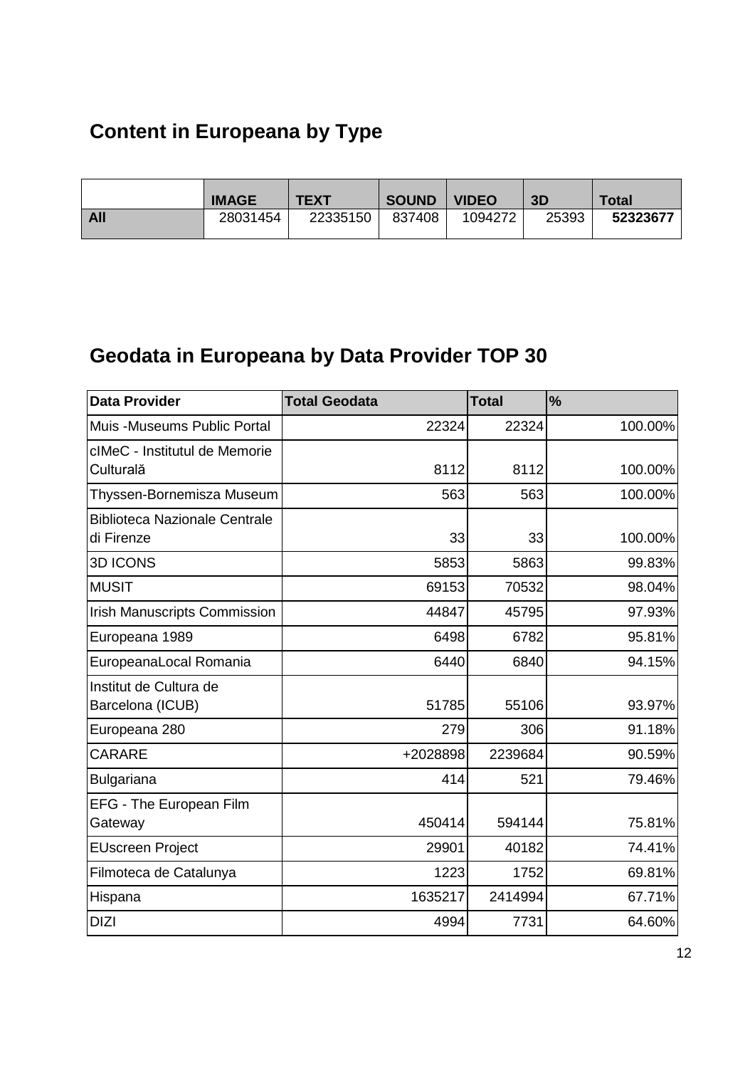## Content in Europeana by Type

| | IMAGE | TEXT | SOUND | VIDEO | 3D | Total |
|---|---|---|---|---|---|---|
| **All** | 28031454 | 22335150 | 837408 | 1094272 | 25393 | **52323677** |

## Geodata in Europeana by Data Provider TOP 30

| Data Provider | Total Geodata | Total | % |
|---|---|---|---|
| Muis -Museums Public Portal | 22324 | 22324 | 100.00% |
| cIMeC - Institutul de Memorie Culturală | 8112 | 8112 | 100.00% |
| Thyssen-Bornemisza Museum | 563 | 563 | 100.00% |
| Biblioteca Nazionale Centrale di Firenze | 33 | 33 | 100.00% |
| 3D ICONS | 5853 | 5863 | 99.83% |
| MUSIT | 69153 | 70532 | 98.04% |
| Irish Manuscripts Commission | 44847 | 45795 | 97.93% |
| Europeana 1989 | 6498 | 6782 | 95.81% |
| EuropeanaLocal Romania | 6440 | 6840 | 94.15% |
| Institut de Cultura de Barcelona (ICUB) | 51785 | 55106 | 93.97% |
| Europeana 280 | 279 | 306 | 91.18% |
| CARARE | +2028898 | 2239684 | 90.59% |
| Bulgariana | 414 | 521 | 79.46% |
| EFG - The European Film Gateway | 450414 | 594144 | 75.81% |
| EUscreen Project | 29901 | 40182 | 74.41% |
| Filmoteca de Catalunya | 1223 | 1752 | 69.81% |
| Hispana | 1635217 | 2414994 | 67.71% |
| DIZI | 4994 | 7731 | 64.60% |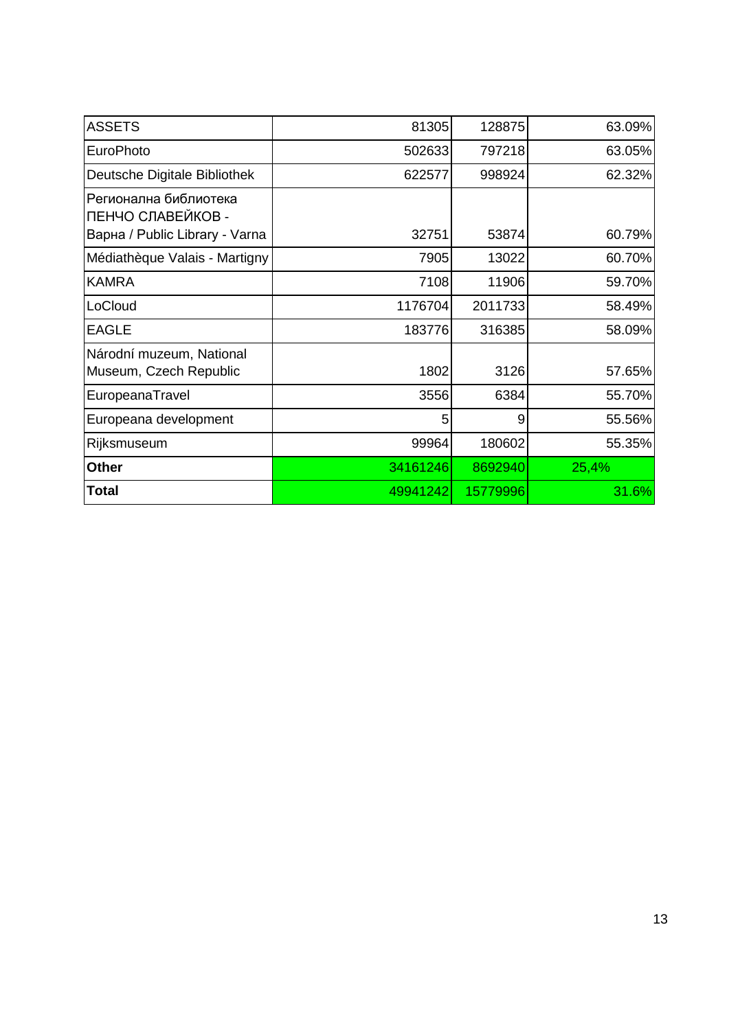| | | | |
|---|---|---|---|
| ASSETS | 81305 | 128875 | 63.09% |
| EuroPhoto | 502633 | 797218 | 63.05% |
| Deutsche Digitale Bibliothek | 622577 | 998924 | 62.32% |
| Регионална библиотека ПЕНЧО СЛАВЕЙКОВ - Варна / Public Library - Varna | 32751 | 53874 | 60.79% |
| Médiathèque Valais - Martigny | 7905 | 13022 | 60.70% |
| KAMRA | 7108 | 11906 | 59.70% |
| LoCloud | 1176704 | 2011733 | 58.49% |
| EAGLE | 183776 | 316385 | 58.09% |
| Národní muzeum, National Museum, Czech Republic | 1802 | 3126 | 57.65% |
| EuropeanaTravel | 3556 | 6384 | 55.70% |
| Europeana development | 5 | 9 | 55.56% |
| Rijksmuseum | 99964 | 180602 | 55.35% |
| **Other** | 34161246 | 8692940 | 25,4% |
| **Total** | 49941242 | 15779996 | 31.6% |